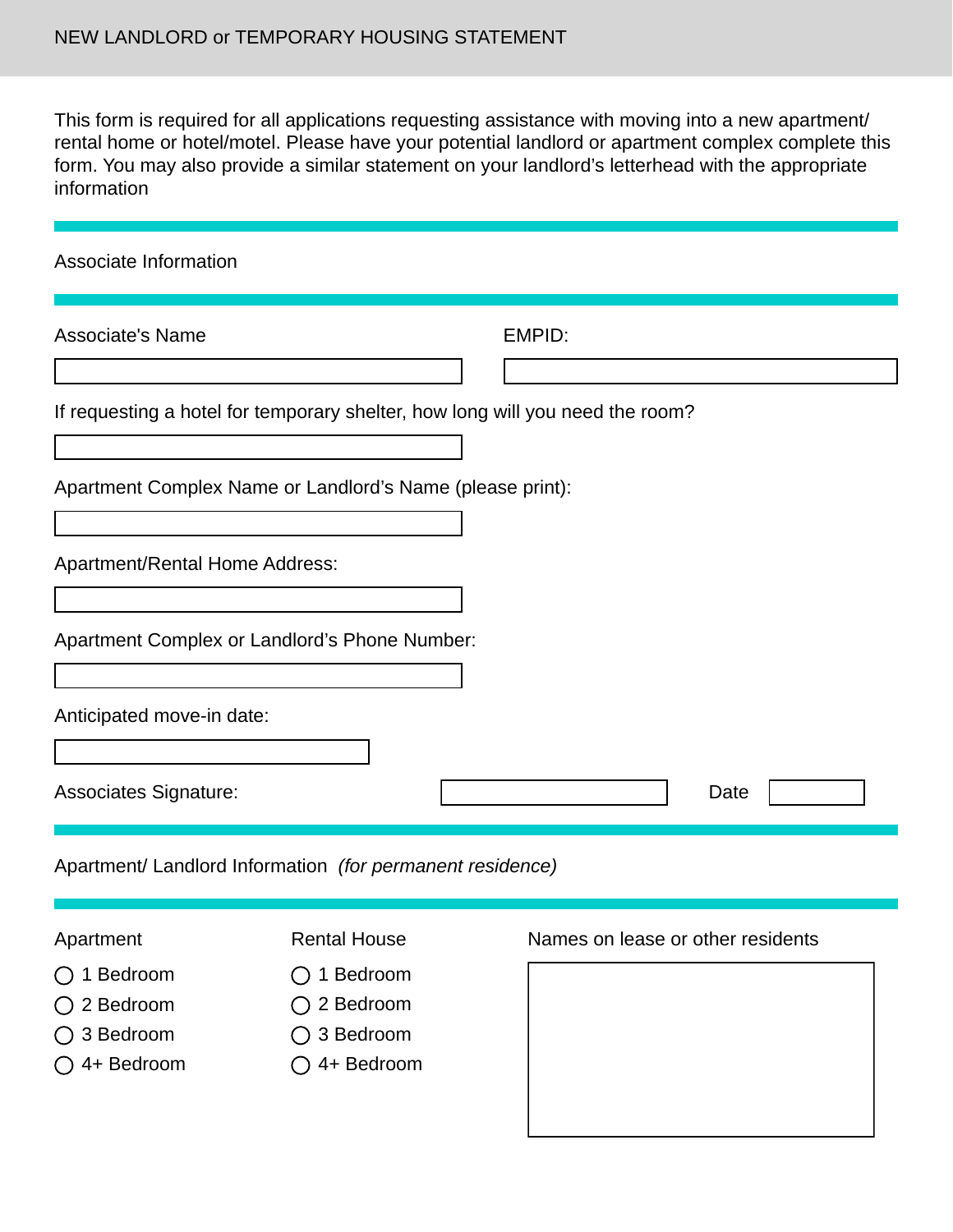# NEW LANDLORD or TEMPORARY HOUSING STATEMENT

This form is required for all applications requesting assistance with moving into a new apartment/ rental home or hotel/motel. Please have your potential landlord or apartment complex complete this form. You may also provide a similar statement on your landlord's letterhead with the appropriate information

## Associate Information

Associate's Name: ____________________

EMPID: ____________________

If requesting a hotel for temporary shelter, how long will you need the room?

____________________

Apartment Complex Name or Landlord's Name (please print):

____________________

Apartment/Rental Home Address:

____________________

Apartment Complex or Landlord's Phone Number:

____________________

Anticipated move-in date:

____________________

Associates Signature: ____________________ Date ____________

## Apartment/ Landlord Information *(for permanent residence)*

| Apartment | Rental House | Names on lease or other residents |
|---|---|---|
| ◯ 1 Bedroom | ◯ 1 Bedroom | |
| ◯ 2 Bedroom | ◯ 2 Bedroom | |
| ◯ 3 Bedroom | ◯ 3 Bedroom | |
| ◯ 4+ Bedroom | ◯ 4+ Bedroom | |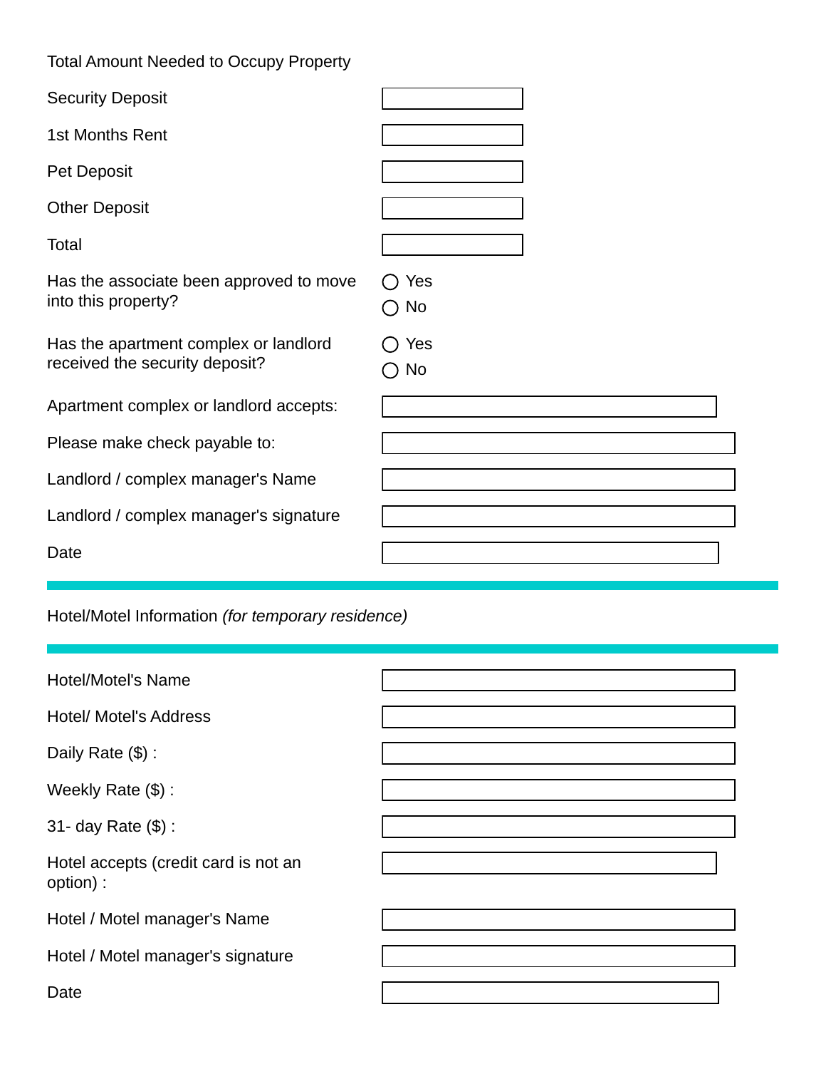Total Amount Needed to Occupy Property

| | |
|---|---|
| Security Deposit | |
| 1st Months Rent | |
| Pet Deposit | |
| Other Deposit | |
| Total | |

Has the associate been approved to move into this property?

- ◯ Yes
- ◯ No

Has the apartment complex or landlord received the security deposit?

- ◯ Yes
- ◯ No

| | |
|---|---|
| Apartment complex or landlord accepts: | |
| Please make check payable to: | |
| Landlord / complex manager's Name | |
| Landlord / complex manager's signature | |
| Date | |

## Hotel/Motel Information *(for temporary residence)*

| | |
|---|---|
| Hotel/Motel's Name | |
| Hotel/ Motel's Address | |
| Daily Rate ($) : | |
| Weekly Rate ($) : | |
| 31- day Rate ($) : | |
| Hotel accepts (credit card is not an option) : | |
| Hotel / Motel manager's Name | |
| Hotel / Motel manager's signature | |
| Date | |